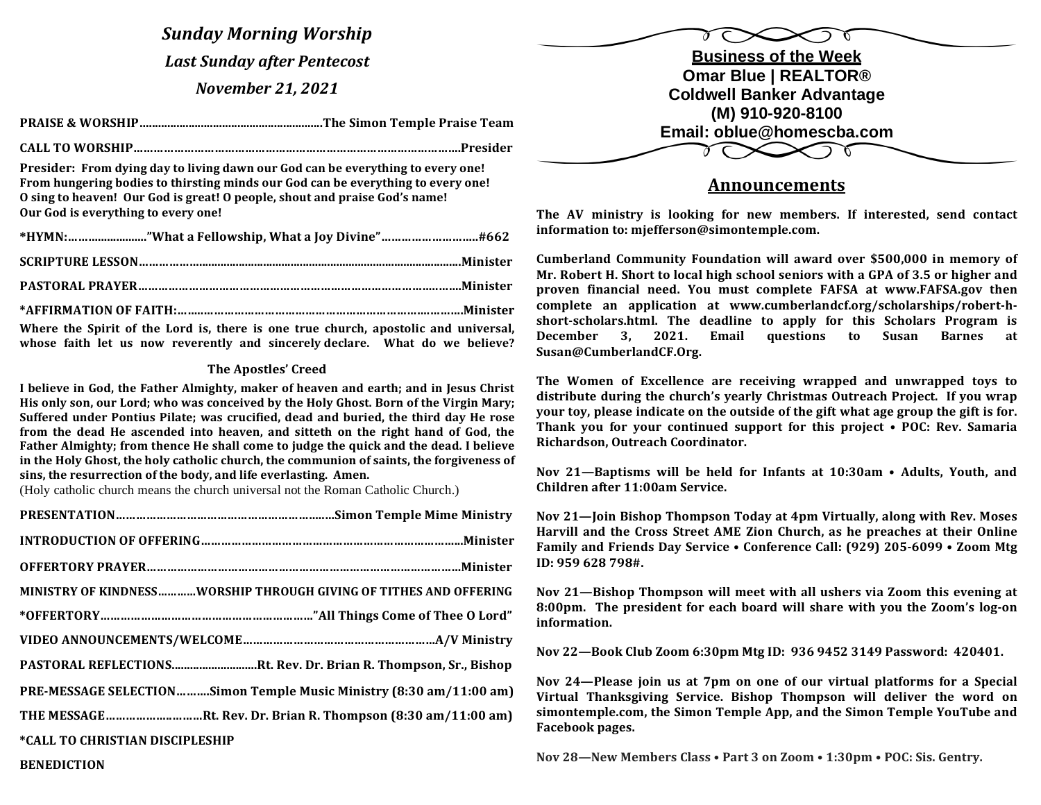# *Sunday Morning Worship*

## *Last Sunday after Pentecost*

## *November 21, 2021*

**PRAISE & WORSHIP..........................................................The Simon Temple Praise Team**

**CALL TO WORSHIP……………………………………………………………………………….Presider**

**Presider: From dying day to living dawn our God can be everything to every one! From hungering bodies to thirsting minds our God can be everything to every one! O sing to heaven! Our God is great! O people, shout and praise God's name! Our God is everything to every one!**

**\*HYMN:……...................."What a Fellowship, What a Joy Divine"………………………..#662**

**SCRIPTURE LESSON…………...............................................................................................Minister**

**PASTORAL PRAYER………………………………………………………………………….…..Minister**

**\*AFFIRMATION OF FAITH:……..……………………………………………………………..Minister**

**Where the Spirit of the Lord is, there is one true church, apostolic and universal, whose faith let us now reverently and sincerely declare. What do we believe?**

**The Apostles' Creed**

**I believe in God, the Father Almighty, maker of heaven and earth; and in Jesus Christ His only son, our Lord; who was conceived by the Holy Ghost. Born of the Virgin Mary; Suffered under Pontius Pilate; was crucified, dead and buried, the third day He rose from the dead He ascended into heaven, and sitteth on the right hand of God, the Father Almighty; from thence He shall come to judge the quick and the dead. I believe in the Holy Ghost, the holy catholic church, the communion of saints, the forgiveness of sins, the resurrection of the body, and life everlasting. Amen.**

(Holy catholic church means the church universal not the Roman Catholic Church.)

**PRESENTATION………………………………………………….……Simon Temple Mime Ministry**

**INTRODUCTION OF OFFERING…………………………………………………………………Minister**

**OFFERTORY PRAYER…………………………………………………………………………….Minister**

**MINISTRY OF KINDNESS…………WORSHIP THROUGH GIVING OF TITHES AND OFFERING**

**\*OFFERTORY………………………………………………………"All Things Come of Thee O Lord"**

**VIDEO ANNOUNCEMENTS/WELCOME…………………………………………………A/V Ministry**

**PASTORAL REFLECTIONS...........................Rt. Rev. Dr. Brian R. Thompson, Sr., Bishop**

**PRE-MESSAGE SELECTION……….Simon Temple Music Ministry (8:30 am/11:00 am)**

**THE MESSAGE………………………Rt. Rev. Dr. Brian R. Thompson (8:30 am/11:00 am)**

**\*CALL TO CHRISTIAN DISCIPLESHIP**

**BENEDICTION**

---

**Business of the Week**
**Omar Blue | REALTOR®**
**Coldwell Banker Advantage**
**(M) 910-920-8100**
**Email: oblue@homescba.com**

## Announcements

**The AV ministry is looking for new members. If interested, send contact information to: mjefferson@simontemple.com.**

**Cumberland Community Foundation will award over $500,000 in memory of Mr. Robert H. Short to local high school seniors with a GPA of 3.5 or higher and proven financial need. You must complete FAFSA at www.FAFSA.gov then complete an application at www.cumberlandcf.org/scholarships/robert-h-short-scholars.html. The deadline to apply for this Scholars Program is December 3, 2021. Email questions to Susan Barnes at Susan@CumberlandCF.Org.**

**The Women of Excellence are receiving wrapped and unwrapped toys to distribute during the church's yearly Christmas Outreach Project. If you wrap your toy, please indicate on the outside of the gift what age group the gift is for. Thank you for your continued support for this project • POC: Rev. Samaria Richardson, Outreach Coordinator.**

**Nov 21—Baptisms will be held for Infants at 10:30am • Adults, Youth, and Children after 11:00am Service.**

**Nov 21—Join Bishop Thompson Today at 4pm Virtually, along with Rev. Moses Harvill and the Cross Street AME Zion Church, as he preaches at their Online Family and Friends Day Service • Conference Call: (929) 205-6099 • Zoom Mtg ID: 959 628 798#.**

**Nov 21—Bishop Thompson will meet with all ushers via Zoom this evening at 8:00pm. The president for each board will share with you the Zoom's log-on information.**

**Nov 22—Book Club Zoom 6:30pm Mtg ID: 936 9452 3149 Password: 420401.**

**Nov 24—Please join us at 7pm on one of our virtual platforms for a Special Virtual Thanksgiving Service. Bishop Thompson will deliver the word on simontemple.com, the Simon Temple App, and the Simon Temple YouTube and Facebook pages.**

**Nov 28—New Members Class • Part 3 on Zoom • 1:30pm • POC: Sis. Gentry.**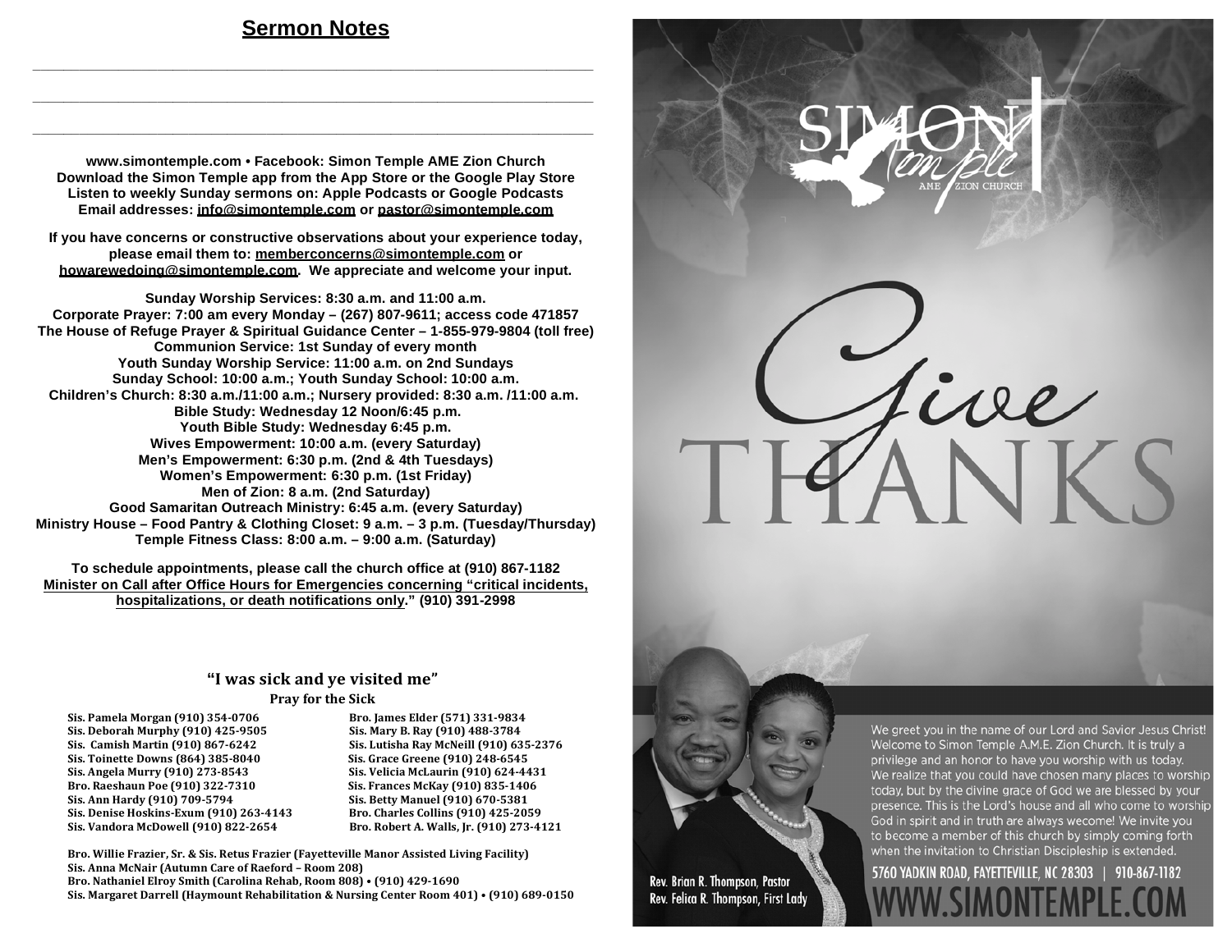## Sermon Notes

______________________________________________________________________

______________________________________________________________________

______________________________________________________________________

**www.simontemple.com • Facebook: Simon Temple AME Zion Church**
**Download the Simon Temple app from the App Store or the Google Play Store**
**Listen to weekly Sunday sermons on: Apple Podcasts or Google Podcasts**
**Email addresses: info@simontemple.com or pastor@simontemple.com**

**If you have concerns or constructive observations about your experience today, please email them to: memberconcerns@simontemple.com or howarewedoing@simontemple.com. We appreciate and welcome your input.**

**Sunday Worship Services: 8:30 a.m. and 11:00 a.m.**
**Corporate Prayer: 7:00 am every Monday – (267) 807-9611; access code 471857**
**The House of Refuge Prayer & Spiritual Guidance Center – 1-855-979-9804 (toll free)**
**Communion Service: 1st Sunday of every month**
**Youth Sunday Worship Service: 11:00 a.m. on 2nd Sundays**
**Sunday School: 10:00 a.m.; Youth Sunday School: 10:00 a.m.**
**Children's Church: 8:30 a.m./11:00 a.m.; Nursery provided: 8:30 a.m. /11:00 a.m.**
**Bible Study: Wednesday 12 Noon/6:45 p.m.**
**Youth Bible Study: Wednesday 6:45 p.m.**
**Wives Empowerment: 10:00 a.m. (every Saturday)**
**Men's Empowerment: 6:30 p.m. (2nd & 4th Tuesdays)**
**Women's Empowerment: 6:30 p.m. (1st Friday)**
**Men of Zion: 8 a.m. (2nd Saturday)**
**Good Samaritan Outreach Ministry: 6:45 a.m. (every Saturday)**
**Ministry House – Food Pantry & Clothing Closet: 9 a.m. – 3 p.m. (Tuesday/Thursday)**
**Temple Fitness Class: 8:00 a.m. – 9:00 a.m. (Saturday)**

**To schedule appointments, please call the church office at (910) 867-1182**
**Minister on Call after Office Hours for Emergencies concerning "critical incidents, hospitalizations, or death notifications only." (910) 391-2998**

### "I was sick and ye visited me"

**Pray for the Sick**

| | |
|---|---|
| Sis. Pamela Morgan (910) 354-0706 | Bro. James Elder (571) 331-9834 |
| Sis. Deborah Murphy (910) 425-9505 | Sis. Mary B. Ray (910) 488-3784 |
| Sis. Camish Martin (910) 867-6242 | Sis. Lutisha Ray McNeill (910) 635-2376 |
| Sis. Toinette Downs (864) 385-8040 | Sis. Grace Greene (910) 248-6545 |
| Sis. Angela Murry (910) 273-8543 | Sis. Velicia McLaurin (910) 624-4431 |
| Bro. Raeshaun Poe (910) 322-7310 | Sis. Frances McKay (910) 835-1406 |
| Sis. Ann Hardy (910) 709-5794 | Sis. Betty Manuel (910) 670-5381 |
| Sis. Denise Hoskins-Exum (910) 263-4143 | Bro. Charles Collins (910) 425-2059 |
| Sis. Vandora McDowell (910) 822-2654 | Bro. Robert A. Walls, Jr. (910) 273-4121 |

Bro. Willie Frazier, Sr. & Sis. Retus Frazier (Fayetteville Manor Assisted Living Facility)
Sis. Anna McNair (Autumn Care of Raeford – Room 208)
Bro. Nathaniel Elroy Smith (Carolina Rehab, Room 808) • (910) 429-1690
Sis. Margaret Darrell (Haymount Rehabilitation & Nursing Center Room 401) • (910) 689-0150

SIMON Temple AME ZION CHURCH

# Give THANKS

Rev. Brian R. Thompson, Pastor
Rev. Felica R. Thompson, First Lady

We greet you in the name of our Lord and Savior Jesus Christ! Welcome to Simon Temple A.M.E. Zion Church. It is truly a privilege and an honor to have you worship with us today. We realize that you could have chosen many places to worship today, but by the divine grace of God we are blessed by your presence. This is the Lord's house and all who come to worship God in spirit and in truth are always wecome! We invite you to become a member of this church by simply coming forth when the invitation to Christian Discipleship is extended.

5760 YADKIN ROAD, FAYETTEVILLE, NC 28303 | 910-867-1182
WWW.SIMONTEMPLE.COM